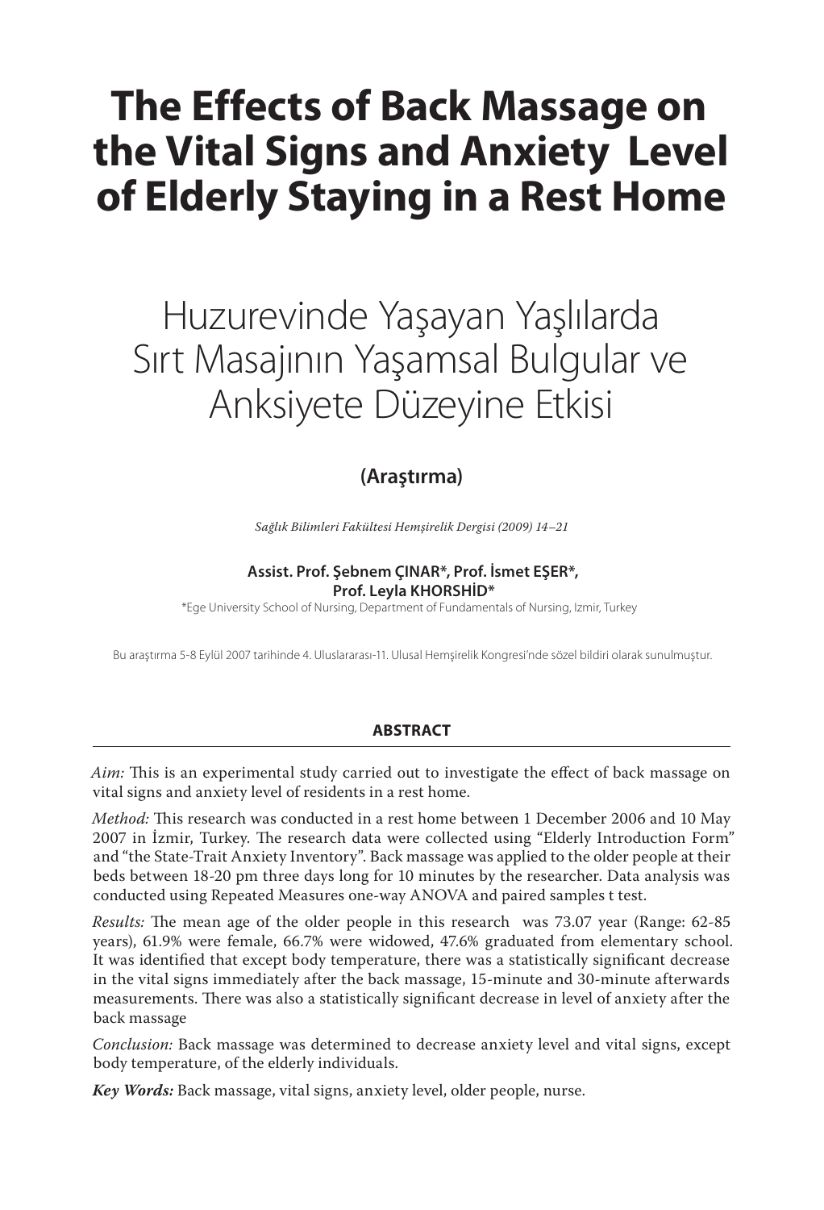# The Effects of Back Massage on the Vital Signs and Anxiety Level of Elderly Staying in a Rest Home

## Huzurevinde Yaşayan Yaşlılarda Sırt Masajının Yaşamsal Bulgular ve Anksiyete Düzeyine Etkisi

**(Araştırma)**

*Sağlık Bilimleri Fakültesi Hemşirelik Dergisi (2009) 14–21*

**Assist. Prof. Şebnem ÇINAR*, Prof. İsmet EŞER*, Prof. Leyla KHORSHİD***

*Ege University School of Nursing, Department of Fundamentals of Nursing, Izmir, Turkey

Bu araştırma 5-8 Eylül 2007 tarihinde 4. Uluslararası-11. Ulusal Hemşirelik Kongresi'nde sözel bildiri olarak sunulmuştur.

**ABSTRACT**

*Aim:* This is an experimental study carried out to investigate the effect of back massage on vital signs and anxiety level of residents in a rest home.

*Method:* This research was conducted in a rest home between 1 December 2006 and 10 May 2007 in İzmir, Turkey. The research data were collected using "Elderly Introduction Form" and "the State-Trait Anxiety Inventory". Back massage was applied to the older people at their beds between 18-20 pm three days long for 10 minutes by the researcher. Data analysis was conducted using Repeated Measures one-way ANOVA and paired samples t test.

*Results:* The mean age of the older people in this research was 73.07 year (Range: 62-85 years), 61.9% were female, 66.7% were widowed, 47.6% graduated from elementary school. It was identified that except body temperature, there was a statistically significant decrease in the vital signs immediately after the back massage, 15-minute and 30-minute afterwards measurements. There was also a statistically significant decrease in level of anxiety after the back massage

*Conclusion:* Back massage was determined to decrease anxiety level and vital signs, except body temperature, of the elderly individuals.

***Key Words:*** Back massage, vital signs, anxiety level, older people, nurse.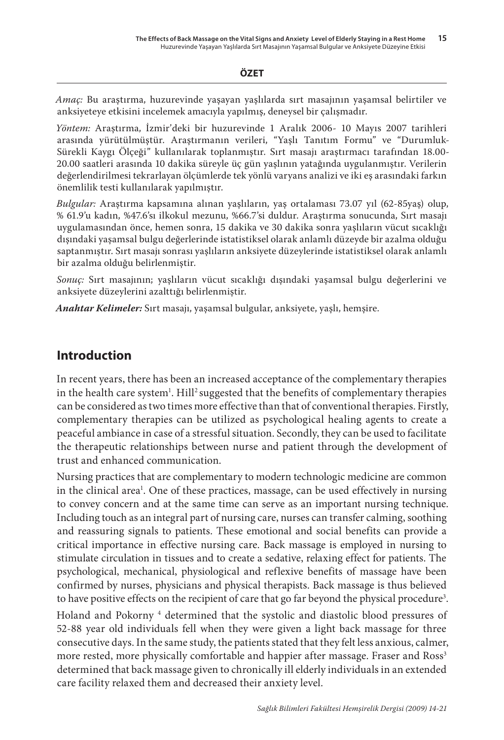**ÖZET**

*Amaç:* Bu araştırma, huzurevinde yaşayan yaşlılarda sırt masajının yaşamsal belirtiler ve anksiyeteye etkisini incelemek amacıyla yapılmış, deneysel bir çalışmadır.

*Yöntem:* Araştırma, İzmir'deki bir huzurevinde 1 Aralık 2006- 10 Mayıs 2007 tarihleri arasında yürütülmüştür. Araştırmanın verileri, "Yaşlı Tanıtım Formu" ve "Durumluk-Sürekli Kaygı Ölçeği" kullanılarak toplanmıştır. Sırt masajı araştırmacı tarafından 18.00-20.00 saatleri arasında 10 dakika süreyle üç gün yaşlının yatağında uygulanmıştır. Verilerin değerlendirilmesi tekrarlayan ölçümlerde tek yönlü varyans analizi ve iki eş arasındaki farkın önemlilik testi kullanılarak yapılmıştır.

*Bulgular:* Araştırma kapsamına alınan yaşlıların, yaş ortalaması 73.07 yıl (62-85yaş) olup, % 61.9'u kadın, %47.6'sı ilkokul mezunu, %66.7'si duldur. Araştırma sonucunda, Sırt masajı uygulamasından önce, hemen sonra, 15 dakika ve 30 dakika sonra yaşlıların vücut sıcaklığı dışındaki yaşamsal bulgu değerlerinde istatistiksel olarak anlamlı düzeyde bir azalma olduğu saptanmıştır. Sırt masajı sonrası yaşlıların anksiyete düzeylerinde istatistiksel olarak anlamlı bir azalma olduğu belirlenmiştir.

*Sonuç:* Sırt masajının; yaşlıların vücut sıcaklığı dışındaki yaşamsal bulgu değerlerini ve anksiyete düzeylerini azalttığı belirlenmiştir.

***Anahtar Kelimeler:*** Sırt masajı, yaşamsal bulgular, anksiyete, yaşlı, hemşire.

## Introduction

In recent years, there has been an increased acceptance of the complementary therapies in the health care system[1]. Hill[2] suggested that the benefits of complementary therapies can be considered as two times more effective than that of conventional therapies. Firstly, complementary therapies can be utilized as psychological healing agents to create a peaceful ambiance in case of a stressful situation. Secondly, they can be used to facilitate the therapeutic relationships between nurse and patient through the development of trust and enhanced communication.

Nursing practices that are complementary to modern technologic medicine are common in the clinical area[1]. One of these practices, massage, can be used effectively in nursing to convey concern and at the same time can serve as an important nursing technique. Including touch as an integral part of nursing care, nurses can transfer calming, soothing and reassuring signals to patients. These emotional and social benefits can provide a critical importance in effective nursing care. Back massage is employed in nursing to stimulate circulation in tissues and to create a sedative, relaxing effect for patients. The psychological, mechanical, physiological and reflexive benefits of massage have been confirmed by nurses, physicians and physical therapists. Back massage is thus believed to have positive effects on the recipient of care that go far beyond the physical procedure[3].

Holand and Pokorny [4] determined that the systolic and diastolic blood pressures of 52-88 year old individuals fell when they were given a light back massage for three consecutive days. In the same study, the patients stated that they felt less anxious, calmer, more rested, more physically comfortable and happier after massage. Fraser and Ross[3] determined that back massage given to chronically ill elderly individuals in an extended care facility relaxed them and decreased their anxiety level.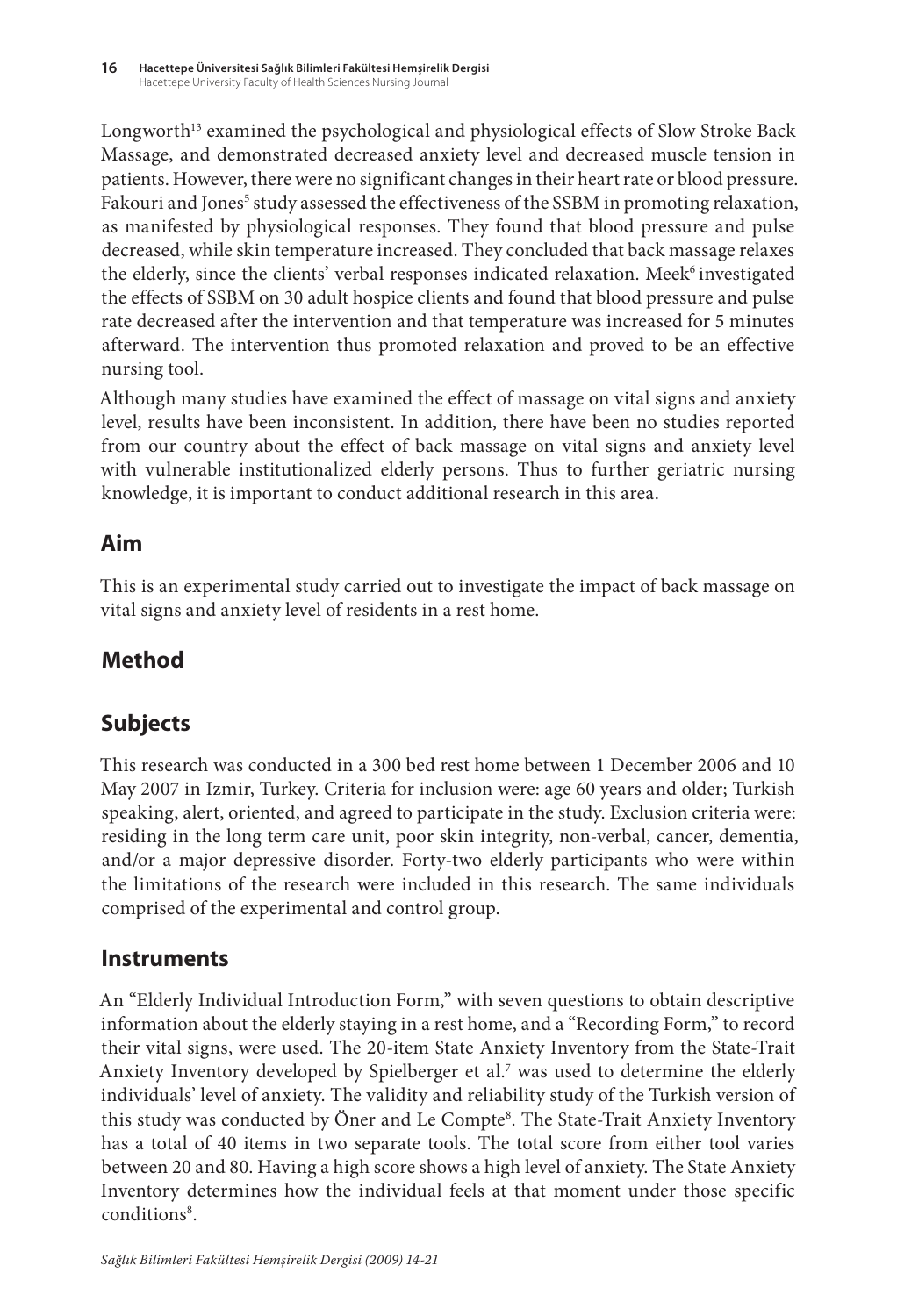Longworth[13] examined the psychological and physiological effects of Slow Stroke Back Massage, and demonstrated decreased anxiety level and decreased muscle tension in patients. However, there were no significant changes in their heart rate or blood pressure. Fakouri and Jones[5] study assessed the effectiveness of the SSBM in promoting relaxation, as manifested by physiological responses. They found that blood pressure and pulse decreased, while skin temperature increased. They concluded that back massage relaxes the elderly, since the clients' verbal responses indicated relaxation. Meek[6] investigated the effects of SSBM on 30 adult hospice clients and found that blood pressure and pulse rate decreased after the intervention and that temperature was increased for 5 minutes afterward. The intervention thus promoted relaxation and proved to be an effective nursing tool.

Although many studies have examined the effect of massage on vital signs and anxiety level, results have been inconsistent. In addition, there have been no studies reported from our country about the effect of back massage on vital signs and anxiety level with vulnerable institutionalized elderly persons. Thus to further geriatric nursing knowledge, it is important to conduct additional research in this area.

## Aim

This is an experimental study carried out to investigate the impact of back massage on vital signs and anxiety level of residents in a rest home.

## Method

## Subjects

This research was conducted in a 300 bed rest home between 1 December 2006 and 10 May 2007 in Izmir, Turkey. Criteria for inclusion were: age 60 years and older; Turkish speaking, alert, oriented, and agreed to participate in the study. Exclusion criteria were: residing in the long term care unit, poor skin integrity, non-verbal, cancer, dementia, and/or a major depressive disorder. Forty-two elderly participants who were within the limitations of the research were included in this research. The same individuals comprised of the experimental and control group.

## Instruments

An "Elderly Individual Introduction Form," with seven questions to obtain descriptive information about the elderly staying in a rest home, and a "Recording Form," to record their vital signs, were used. The 20-item State Anxiety Inventory from the State-Trait Anxiety Inventory developed by Spielberger et al.[7] was used to determine the elderly individuals' level of anxiety. The validity and reliability study of the Turkish version of this study was conducted by Öner and Le Compte[8]. The State-Trait Anxiety Inventory has a total of 40 items in two separate tools. The total score from either tool varies between 20 and 80. Having a high score shows a high level of anxiety. The State Anxiety Inventory determines how the individual feels at that moment under those specific conditions[8].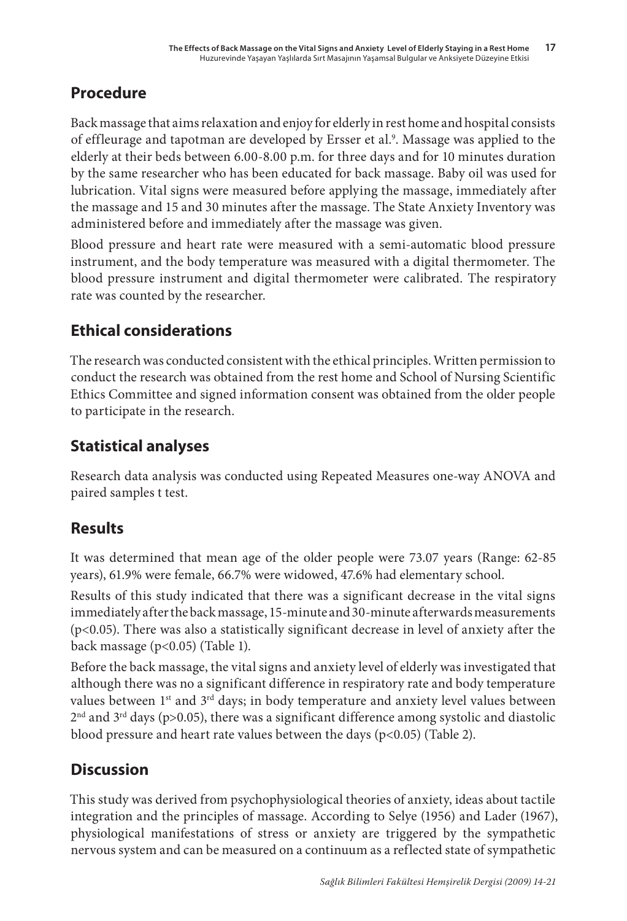## Procedure

Back massage that aims relaxation and enjoy for elderly in rest home and hospital consists of effleurage and tapotman are developed by Ersser et al.[9]. Massage was applied to the elderly at their beds between 6.00-8.00 p.m. for three days and for 10 minutes duration by the same researcher who has been educated for back massage. Baby oil was used for lubrication. Vital signs were measured before applying the massage, immediately after the massage and 15 and 30 minutes after the massage. The State Anxiety Inventory was administered before and immediately after the massage was given.

Blood pressure and heart rate were measured with a semi-automatic blood pressure instrument, and the body temperature was measured with a digital thermometer. The blood pressure instrument and digital thermometer were calibrated. The respiratory rate was counted by the researcher.

## Ethical considerations

The research was conducted consistent with the ethical principles. Written permission to conduct the research was obtained from the rest home and School of Nursing Scientific Ethics Committee and signed information consent was obtained from the older people to participate in the research.

## Statistical analyses

Research data analysis was conducted using Repeated Measures one-way ANOVA and paired samples t test.

## Results

It was determined that mean age of the older people were 73.07 years (Range: 62-85 years), 61.9% were female, 66.7% were widowed, 47.6% had elementary school.

Results of this study indicated that there was a significant decrease in the vital signs immediately after the back massage, 15-minute and 30-minute afterwards measurements ($p<0.05$). There was also a statistically significant decrease in level of anxiety after the back massage ($p<0.05$) (Table 1).

Before the back massage, the vital signs and anxiety level of elderly was investigated that although there was no a significant difference in respiratory rate and body temperature values between 1st and 3rd days; in body temperature and anxiety level values between 2nd and 3rd days ($p>0.05$), there was a significant difference among systolic and diastolic blood pressure and heart rate values between the days ($p<0.05$) (Table 2).

## Discussion

This study was derived from psychophysiological theories of anxiety, ideas about tactile integration and the principles of massage. According to Selye (1956) and Lader (1967), physiological manifestations of stress or anxiety are triggered by the sympathetic nervous system and can be measured on a continuum as a reflected state of sympathetic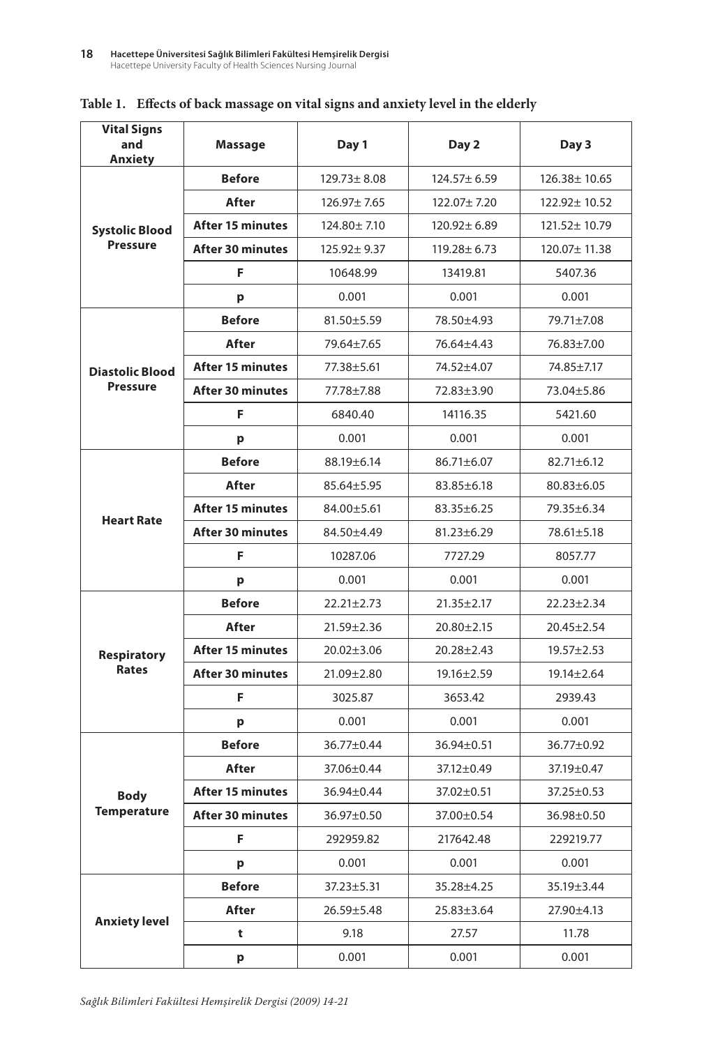**Table 1. Effects of back massage on vital signs and anxiety level in the elderly**

| Vital Signs and Anxiety | Massage | Day 1 | Day 2 | Day 3 |
|---|---|---|---|---|
| Systolic Blood Pressure | Before | 129.73± 8.08 | 124.57± 6.59 | 126.38± 10.65 |
| | After | 126.97± 7.65 | 122.07± 7.20 | 122.92± 10.52 |
| | After 15 minutes | 124.80± 7.10 | 120.92± 6.89 | 121.52± 10.79 |
| | After 30 minutes | 125.92± 9.37 | 119.28± 6.73 | 120.07± 11.38 |
| | F | 10648.99 | 13419.81 | 5407.36 |
| | p | 0.001 | 0.001 | 0.001 |
| Diastolic Blood Pressure | Before | 81.50±5.59 | 78.50±4.93 | 79.71±7.08 |
| | After | 79.64±7.65 | 76.64±4.43 | 76.83±7.00 |
| | After 15 minutes | 77.38±5.61 | 74.52±4.07 | 74.85±7.17 |
| | After 30 minutes | 77.78±7.88 | 72.83±3.90 | 73.04±5.86 |
| | F | 6840.40 | 14116.35 | 5421.60 |
| | p | 0.001 | 0.001 | 0.001 |
| Heart Rate | Before | 88.19±6.14 | 86.71±6.07 | 82.71±6.12 |
| | After | 85.64±5.95 | 83.85±6.18 | 80.83±6.05 |
| | After 15 minutes | 84.00±5.61 | 83.35±6.25 | 79.35±6.34 |
| | After 30 minutes | 84.50±4.49 | 81.23±6.29 | 78.61±5.18 |
| | F | 10287.06 | 7727.29 | 8057.77 |
| | p | 0.001 | 0.001 | 0.001 |
| Respiratory Rates | Before | 22.21±2.73 | 21.35±2.17 | 22.23±2.34 |
| | After | 21.59±2.36 | 20.80±2.15 | 20.45±2.54 |
| | After 15 minutes | 20.02±3.06 | 20.28±2.43 | 19.57±2.53 |
| | After 30 minutes | 21.09±2.80 | 19.16±2.59 | 19.14±2.64 |
| | F | 3025.87 | 3653.42 | 2939.43 |
| | p | 0.001 | 0.001 | 0.001 |
| Body Temperature | Before | 36.77±0.44 | 36.94±0.51 | 36.77±0.92 |
| | After | 37.06±0.44 | 37.12±0.49 | 37.19±0.47 |
| | After 15 minutes | 36.94±0.44 | 37.02±0.51 | 37.25±0.53 |
| | After 30 minutes | 36.97±0.50 | 37.00±0.54 | 36.98±0.50 |
| | F | 292959.82 | 217642.48 | 229219.77 |
| | p | 0.001 | 0.001 | 0.001 |
| Anxiety level | Before | 37.23±5.31 | 35.28±4.25 | 35.19±3.44 |
| | After | 26.59±5.48 | 25.83±3.64 | 27.90±4.13 |
| | t | 9.18 | 27.57 | 11.78 |
| | p | 0.001 | 0.001 | 0.001 |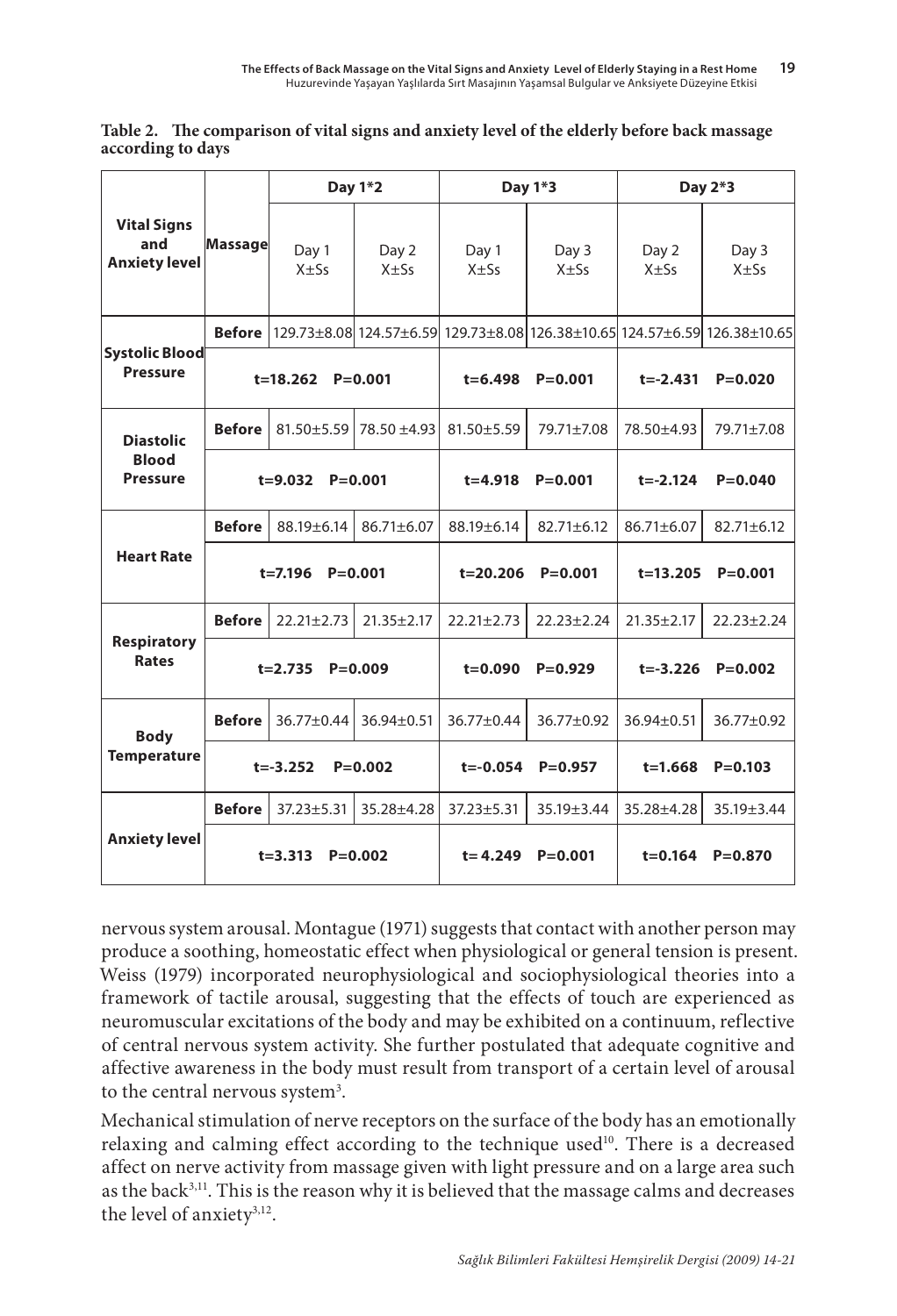**Table 2. The comparison of vital signs and anxiety level of the elderly before back massage according to days**

| Vital Signs and Anxiety level | Massage | Day 1*2 | | Day 1*3 | | Day 2*3 | |
|---|---|---|---|---|---|---|---|
| | | Day 1 X±Ss | Day 2 X±Ss | Day 1 X±Ss | Day 3 X±Ss | Day 2 X±Ss | Day 3 X±Ss |
| Systolic Blood Pressure | Before | 129.73±8.08 | 124.57±6.59 | 129.73±8.08 | 126.38±10.65 | 124.57±6.59 | 126.38±10.65 |
| | | t=18.262 P=0.001 | | t=6.498 P=0.001 | | t=-2.431 P=0.020 | |
| Diastolic Blood Pressure | Before | 81.50±5.59 | 78.50 ±4.93 | 81.50±5.59 | 79.71±7.08 | 78.50±4.93 | 79.71±7.08 |
| | | t=9.032 P=0.001 | | t=4.918 P=0.001 | | t=-2.124 P=0.040 | |
| Heart Rate | Before | 88.19±6.14 | 86.71±6.07 | 88.19±6.14 | 82.71±6.12 | 86.71±6.07 | 82.71±6.12 |
| | | t=7.196 P=0.001 | | t=20.206 P=0.001 | | t=13.205 P=0.001 | |
| Respiratory Rates | Before | 22.21±2.73 | 21.35±2.17 | 22.21±2.73 | 22.23±2.24 | 21.35±2.17 | 22.23±2.24 |
| | | t=2.735 P=0.009 | | t=0.090 P=0.929 | | t=-3.226 P=0.002 | |
| Body Temperature | Before | 36.77±0.44 | 36.94±0.51 | 36.77±0.44 | 36.77±0.92 | 36.94±0.51 | 36.77±0.92 |
| | | t=-3.252 P=0.002 | | t=-0.054 P=0.957 | | t=1.668 P=0.103 | |
| Anxiety level | Before | 37.23±5.31 | 35.28±4.28 | 37.23±5.31 | 35.19±3.44 | 35.28±4.28 | 35.19±3.44 |
| | | t=3.313 P=0.002 | | t= 4.249 P=0.001 | | t=0.164 P=0.870 | |

nervous system arousal. Montague (1971) suggests that contact with another person may produce a soothing, homeostatic effect when physiological or general tension is present. Weiss (1979) incorporated neurophysiological and sociophysiological theories into a framework of tactile arousal, suggesting that the effects of touch are experienced as neuromuscular excitations of the body and may be exhibited on a continuum, reflective of central nervous system activity. She further postulated that adequate cognitive and affective awareness in the body must result from transport of a certain level of arousal to the central nervous system[3].

Mechanical stimulation of nerve receptors on the surface of the body has an emotionally relaxing and calming effect according to the technique used[10]. There is a decreased affect on nerve activity from massage given with light pressure and on a large area such as the back[3,11]. This is the reason why it is believed that the massage calms and decreases the level of anxiety[3,12].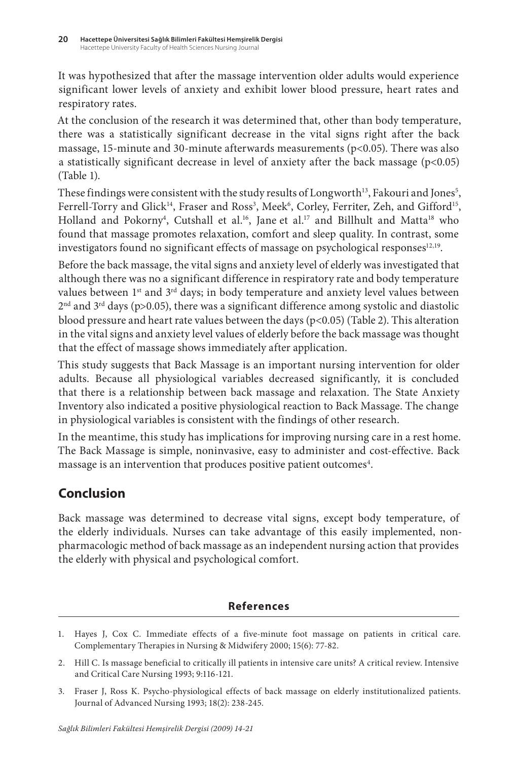It was hypothesized that after the massage intervention older adults would experience significant lower levels of anxiety and exhibit lower blood pressure, heart rates and respiratory rates.

At the conclusion of the research it was determined that, other than body temperature, there was a statistically significant decrease in the vital signs right after the back massage, 15-minute and 30-minute afterwards measurements ($p<0.05$). There was also a statistically significant decrease in level of anxiety after the back massage ($p<0.05$) (Table 1).

These findings were consistent with the study results of Longworth[13], Fakouri and Jones[5], Ferrell-Torry and Glick[14], Fraser and Ross[3], Meek[6], Corley, Ferriter, Zeh, and Gifford[15], Holland and Pokorny[4], Cutshall et al.[16], Jane et al.[17] and Billhult and Matta[18] who found that massage promotes relaxation, comfort and sleep quality. In contrast, some investigators found no significant effects of massage on psychological responses[12,19].

Before the back massage, the vital signs and anxiety level of elderly was investigated that although there was no a significant difference in respiratory rate and body temperature values between 1st and 3rd days; in body temperature and anxiety level values between 2nd and 3rd days ($p>0.05$), there was a significant difference among systolic and diastolic blood pressure and heart rate values between the days ($p<0.05$) (Table 2). This alteration in the vital signs and anxiety level values of elderly before the back massage was thought that the effect of massage shows immediately after application.

This study suggests that Back Massage is an important nursing intervention for older adults. Because all physiological variables decreased significantly, it is concluded that there is a relationship between back massage and relaxation. The State Anxiety Inventory also indicated a positive physiological reaction to Back Massage. The change in physiological variables is consistent with the findings of other research.

In the meantime, this study has implications for improving nursing care in a rest home. The Back Massage is simple, noninvasive, easy to administer and cost-effective. Back massage is an intervention that produces positive patient outcomes[4].

## Conclusion

Back massage was determined to decrease vital signs, except body temperature, of the elderly individuals. Nurses can take advantage of this easily implemented, non-pharmacologic method of back massage as an independent nursing action that provides the elderly with physical and psychological comfort.

### References

1. Hayes J, Cox C. Immediate effects of a five-minute foot massage on patients in critical care. Complementary Therapies in Nursing & Midwifery 2000; 15(6): 77-82.
2. Hill C. Is massage beneficial to critically ill patients in intensive care units? A critical review. Intensive and Critical Care Nursing 1993; 9:116-121.
3. Fraser J, Ross K. Psycho-physiological effects of back massage on elderly institutionalized patients. Journal of Advanced Nursing 1993; 18(2): 238-245.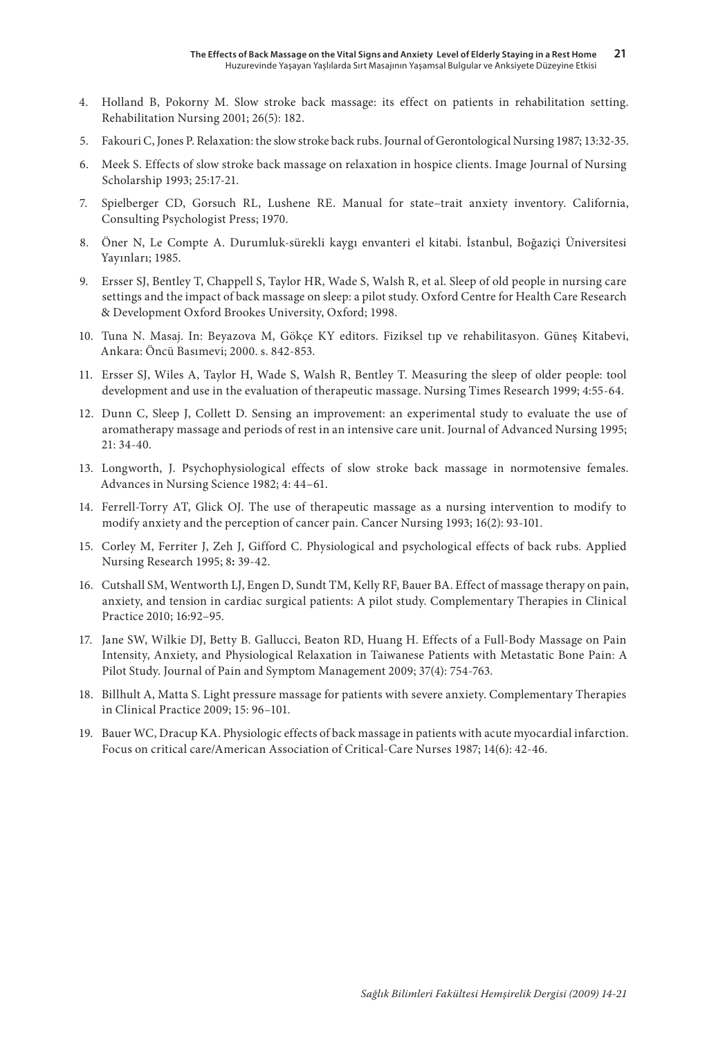4. Holland B, Pokorny M. Slow stroke back massage: its effect on patients in rehabilitation setting. Rehabilitation Nursing 2001; 26(5): 182.

5. Fakouri C, Jones P. Relaxation: the slow stroke back rubs. Journal of Gerontological Nursing 1987; 13:32-35.

6. Meek S. Effects of slow stroke back massage on relaxation in hospice clients. Image Journal of Nursing Scholarship 1993; 25:17-21.

7. Spielberger CD, Gorsuch RL, Lushene RE. Manual for state–trait anxiety inventory. California, Consulting Psychologist Press; 1970.

8. Öner N, Le Compte A. Durumluk-sürekli kaygı envanteri el kitabi. İstanbul, Boğaziçi Üniversitesi Yayınları; 1985.

9. Ersser SJ, Bentley T, Chappell S, Taylor HR, Wade S, Walsh R, et al. Sleep of old people in nursing care settings and the impact of back massage on sleep: a pilot study. Oxford Centre for Health Care Research & Development Oxford Brookes University, Oxford; 1998.

10. Tuna N. Masaj. In: Beyazova M, Gökçe KY editors. Fiziksel tıp ve rehabilitasyon. Güneş Kitabevi, Ankara: Öncü Basımevi; 2000. s. 842-853.

11. Ersser SJ, Wiles A, Taylor H, Wade S, Walsh R, Bentley T. Measuring the sleep of older people: tool development and use in the evaluation of therapeutic massage. Nursing Times Research 1999; 4:55-64.

12. Dunn C, Sleep J, Collett D. Sensing an improvement: an experimental study to evaluate the use of aromatherapy massage and periods of rest in an intensive care unit. Journal of Advanced Nursing 1995; 21: 34-40.

13. Longworth, J. Psychophysiological effects of slow stroke back massage in normotensive females. Advances in Nursing Science 1982; 4: 44–61.

14. Ferrell-Torry AT, Glick OJ. The use of therapeutic massage as a nursing intervention to modify to modify anxiety and the perception of cancer pain. Cancer Nursing 1993; 16(2): 93-101.

15. Corley M, Ferriter J, Zeh J, Gifford C. Physiological and psychological effects of back rubs. Applied Nursing Research 1995; 8**:** 39-42.

16. Cutshall SM, Wentworth LJ, Engen D, Sundt TM, Kelly RF, Bauer BA. Effect of massage therapy on pain, anxiety, and tension in cardiac surgical patients: A pilot study. Complementary Therapies in Clinical Practice 2010; 16:92–95.

17. Jane SW, Wilkie DJ, Betty B. Gallucci, Beaton RD, Huang H. Effects of a Full-Body Massage on Pain Intensity, Anxiety, and Physiological Relaxation in Taiwanese Patients with Metastatic Bone Pain: A Pilot Study. Journal of Pain and Symptom Management 2009; 37(4): 754-763.

18. Billhult A, Matta S. Light pressure massage for patients with severe anxiety. Complementary Therapies in Clinical Practice 2009; 15: 96–101.

19. Bauer WC, Dracup KA. Physiologic effects of back massage in patients with acute myocardial infarction. Focus on critical care/American Association of Critical-Care Nurses 1987; 14(6): 42-46.